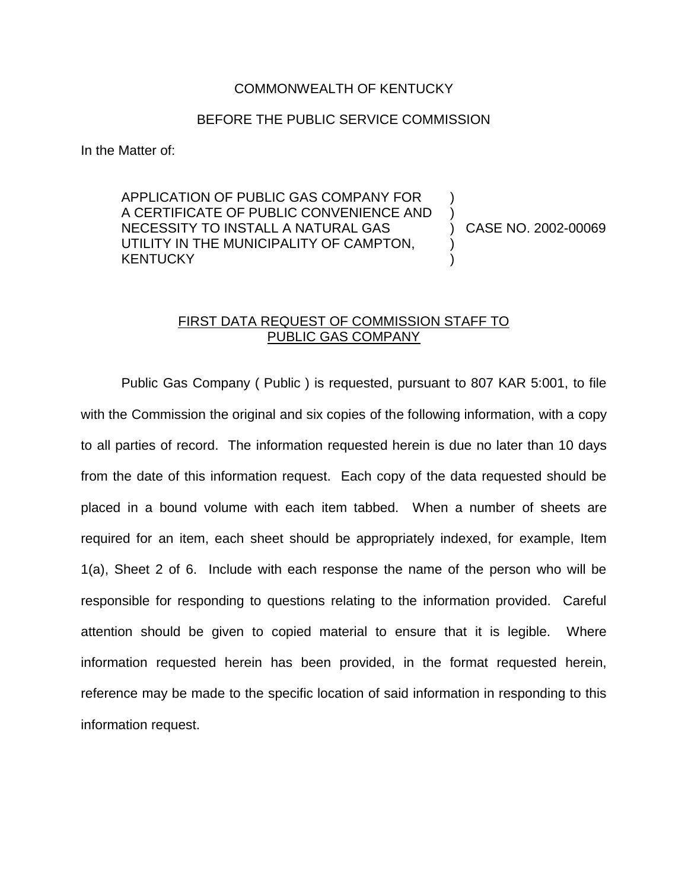COMMONWEALTH OF KENTUCKY

BEFORE THE PUBLIC SERVICE COMMISSION

In the Matter of:

APPLICATION OF PUBLIC GAS COMPANY FOR A CERTIFICATE OF PUBLIC CONVENIENCE AND NECESSITY TO INSTALL A NATURAL GAS UTILITY IN THE MUNICIPALITY OF CAMPTON, KENTUCKY ) ) ) CASE NO. 2002-00069 ) )

FIRST DATA REQUEST OF COMMISSION STAFF TO PUBLIC GAS COMPANY

Public Gas Company ( Public ) is requested, pursuant to 807 KAR 5:001, to file with the Commission the original and six copies of the following information, with a copy to all parties of record. The information requested herein is due no later than 10 days from the date of this information request. Each copy of the data requested should be placed in a bound volume with each item tabbed. When a number of sheets are required for an item, each sheet should be appropriately indexed, for example, Item 1(a), Sheet 2 of 6. Include with each response the name of the person who will be responsible for responding to questions relating to the information provided. Careful attention should be given to copied material to ensure that it is legible. Where information requested herein has been provided, in the format requested herein, reference may be made to the specific location of said information in responding to this information request.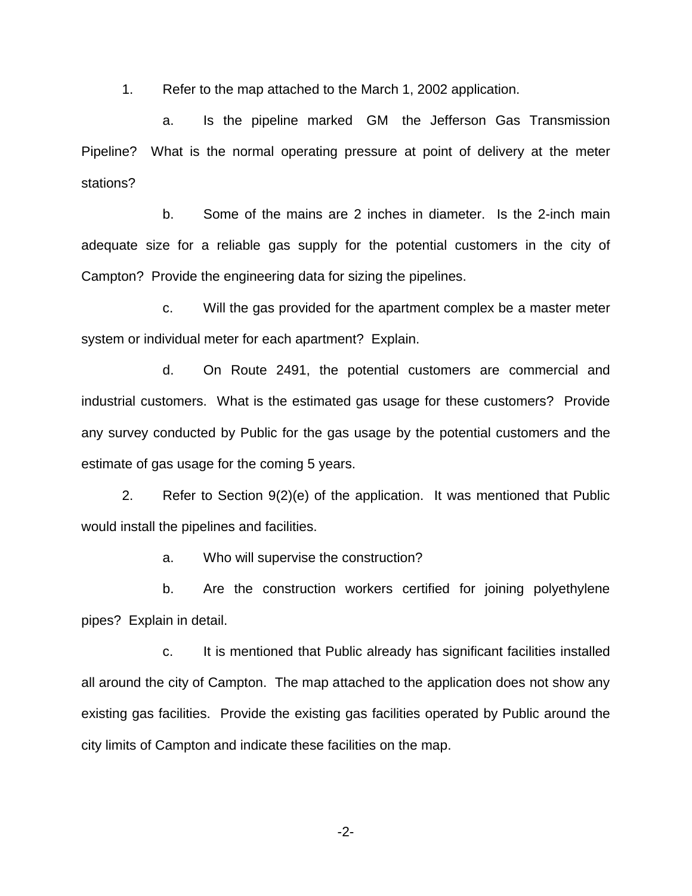1. Refer to the map attached to the March 1, 2002 application.

   a. Is the pipeline marked GM the Jefferson Gas Transmission Pipeline? What is the normal operating pressure at point of delivery at the meter stations?

   b. Some of the mains are 2 inches in diameter. Is the 2-inch main adequate size for a reliable gas supply for the potential customers in the city of Campton? Provide the engineering data for sizing the pipelines.

   c. Will the gas provided for the apartment complex be a master meter system or individual meter for each apartment? Explain.

   d. On Route 2491, the potential customers are commercial and industrial customers. What is the estimated gas usage for these customers? Provide any survey conducted by Public for the gas usage by the potential customers and the estimate of gas usage for the coming 5 years.

2. Refer to Section 9(2)(e) of the application. It was mentioned that Public would install the pipelines and facilities.

   a. Who will supervise the construction?

   b. Are the construction workers certified for joining polyethylene pipes? Explain in detail.

   c. It is mentioned that Public already has significant facilities installed all around the city of Campton. The map attached to the application does not show any existing gas facilities. Provide the existing gas facilities operated by Public around the city limits of Campton and indicate these facilities on the map.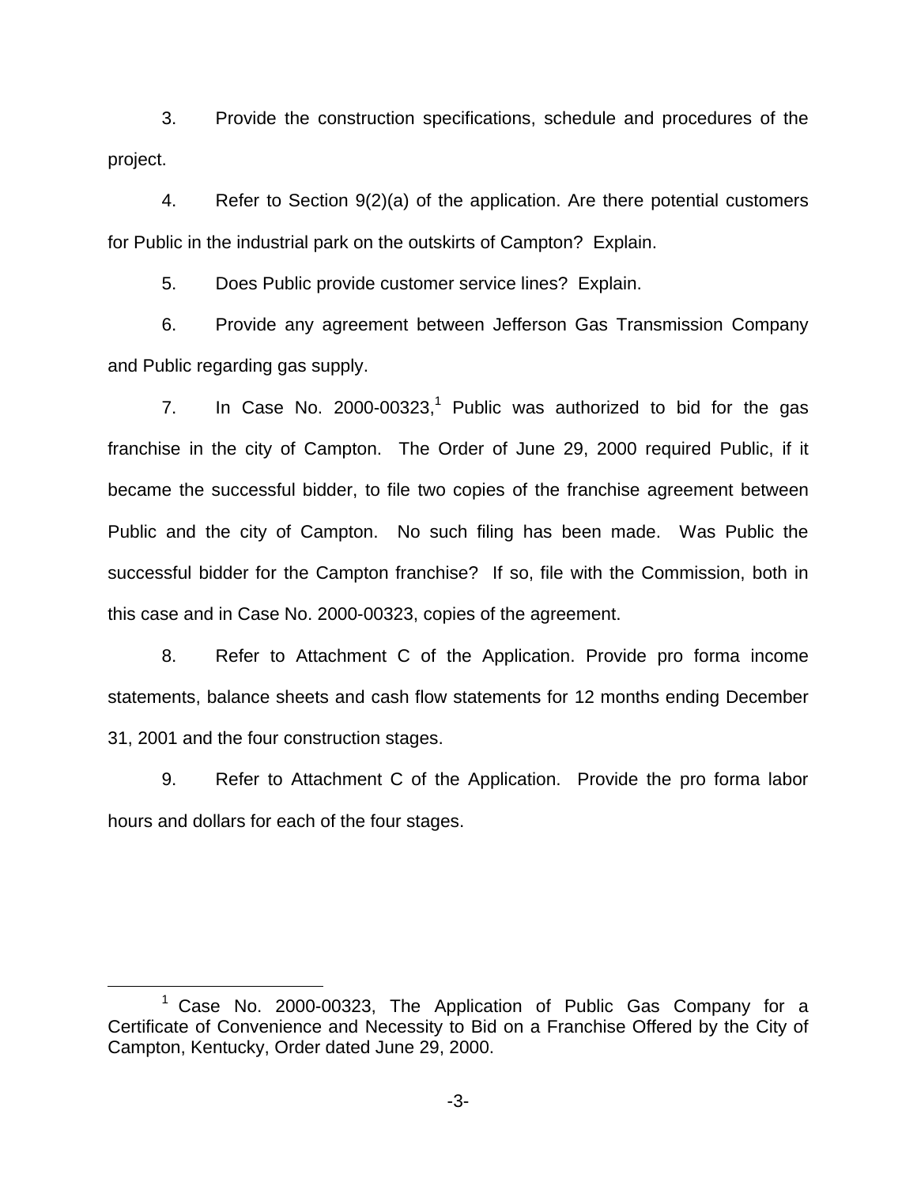3. Provide the construction specifications, schedule and procedures of the project.

4. Refer to Section 9(2)(a) of the application. Are there potential customers for Public in the industrial park on the outskirts of Campton? Explain.

5. Does Public provide customer service lines? Explain.

6. Provide any agreement between Jefferson Gas Transmission Company and Public regarding gas supply.

7. In Case No. 2000-00323,[1] Public was authorized to bid for the gas franchise in the city of Campton. The Order of June 29, 2000 required Public, if it became the successful bidder, to file two copies of the franchise agreement between Public and the city of Campton. No such filing has been made. Was Public the successful bidder for the Campton franchise? If so, file with the Commission, both in this case and in Case No. 2000-00323, copies of the agreement.

8. Refer to Attachment C of the Application. Provide pro forma income statements, balance sheets and cash flow statements for 12 months ending December 31, 2001 and the four construction stages.

9. Refer to Attachment C of the Application. Provide the pro forma labor hours and dollars for each of the four stages.

---

[1] Case No. 2000-00323, The Application of Public Gas Company for a Certificate of Convenience and Necessity to Bid on a Franchise Offered by the City of Campton, Kentucky, Order dated June 29, 2000.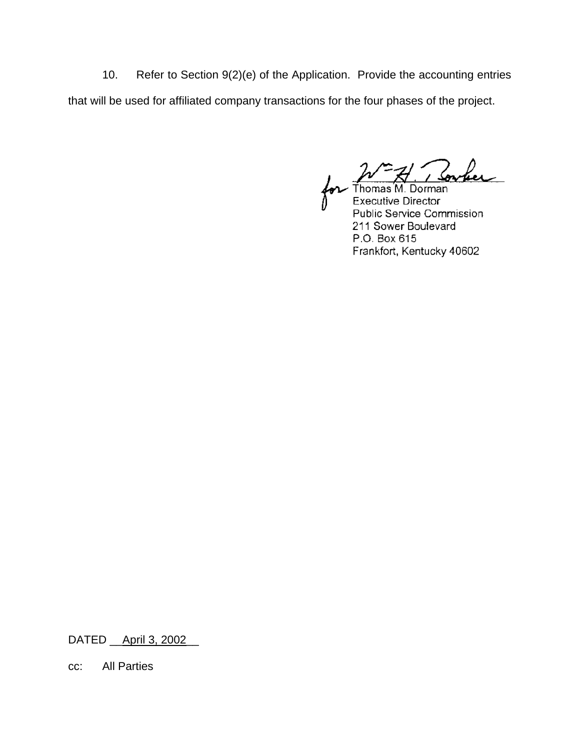10. Refer to Section 9(2)(e) of the Application. Provide the accounting entries that will be used for affiliated company transactions for the four phases of the project.

for Thomas M. Dorman
Executive Director
Public Service Commission
211 Sower Boulevard
P.O. Box 615
Frankfort, Kentucky 40602

DATED April 3, 2002

cc: All Parties